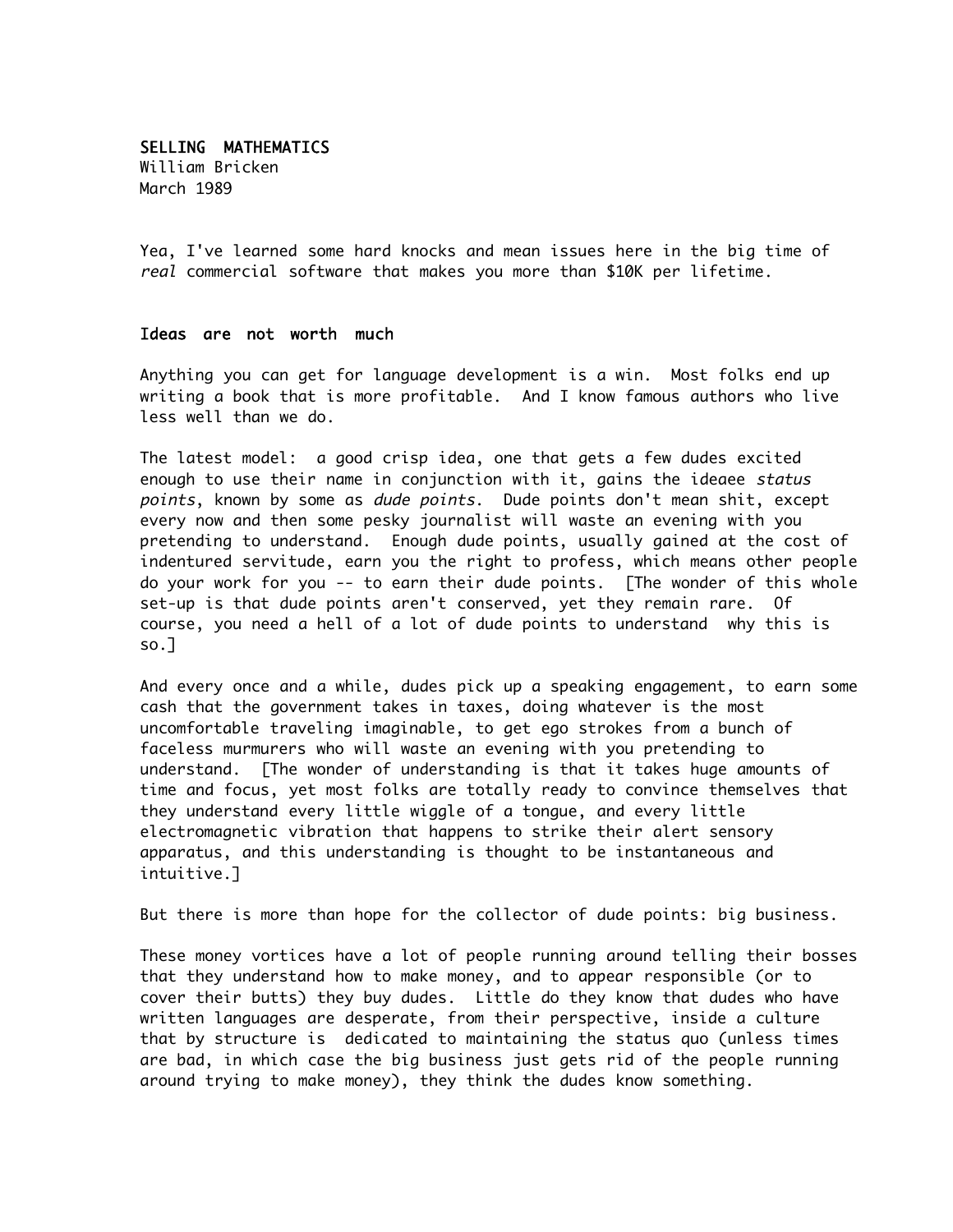# SELLING MATHEMATICS

William Bricken
March 1989

Yea, I've learned some hard knocks and mean issues here in the big time of *real* commercial software that makes you more than $10K per lifetime.

## Ideas are not worth much

Anything you can get for language development is a win. Most folks end up writing a book that is more profitable. And I know famous authors who live less well than we do.

The latest model: a good crisp idea, one that gets a few dudes excited enough to use their name in conjunction with it, gains the ideaee *status points*, known by some as *dude points*. Dude points don't mean shit, except every now and then some pesky journalist will waste an evening with you pretending to understand. Enough dude points, usually gained at the cost of indentured servitude, earn you the right to profess, which means other people do your work for you -- to earn their dude points. [The wonder of this whole set-up is that dude points aren't conserved, yet they remain rare. Of course, you need a hell of a lot of dude points to understand why this is so.]

And every once and a while, dudes pick up a speaking engagement, to earn some cash that the government takes in taxes, doing whatever is the most uncomfortable traveling imaginable, to get ego strokes from a bunch of faceless murmurers who will waste an evening with you pretending to understand. [The wonder of understanding is that it takes huge amounts of time and focus, yet most folks are totally ready to convince themselves that they understand every little wiggle of a tongue, and every little electromagnetic vibration that happens to strike their alert sensory apparatus, and this understanding is thought to be instantaneous and intuitive.]

But there is more than hope for the collector of dude points: big business.

These money vortices have a lot of people running around telling their bosses that they understand how to make money, and to appear responsible (or to cover their butts) they buy dudes. Little do they know that dudes who have written languages are desperate, from their perspective, inside a culture that by structure is dedicated to maintaining the status quo (unless times are bad, in which case the big business just gets rid of the people running around trying to make money), they think the dudes know something.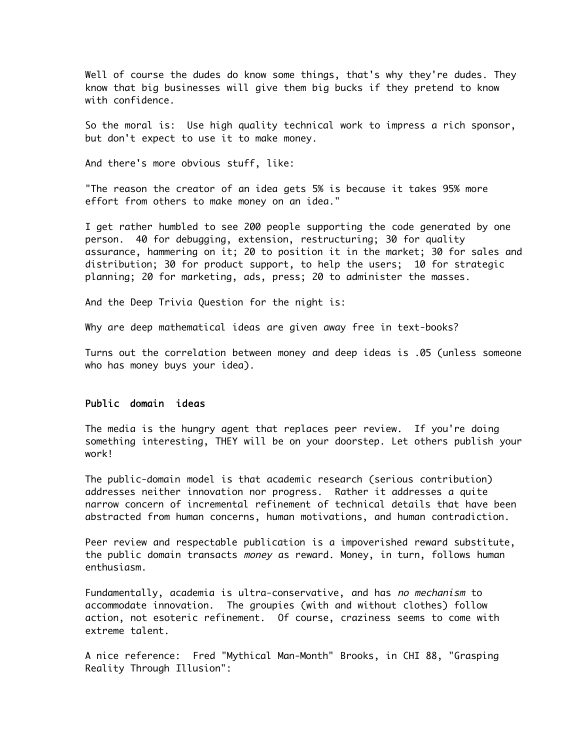Well of course the dudes do know some things, that's why they're dudes. They know that big businesses will give them big bucks if they pretend to know with confidence.

So the moral is: Use high quality technical work to impress a rich sponsor, but don't expect to use it to make money.

And there's more obvious stuff, like:

"The reason the creator of an idea gets 5% is because it takes 95% more effort from others to make money on an idea."

I get rather humbled to see 200 people supporting the code generated by one person. 40 for debugging, extension, restructuring; 30 for quality assurance, hammering on it; 20 to position it in the market; 30 for sales and distribution; 30 for product support, to help the users; 10 for strategic planning; 20 for marketing, ads, press; 20 to administer the masses.

And the Deep Trivia Question for the night is:

Why are deep mathematical ideas are given away free in text-books?

Turns out the correlation between money and deep ideas is .05 (unless someone who has money buys your idea).

## Public domain ideas

The media is the hungry agent that replaces peer review. If you're doing something interesting, THEY will be on your doorstep. Let others publish your work!

The public-domain model is that academic research (serious contribution) addresses neither innovation nor progress. Rather it addresses a quite narrow concern of incremental refinement of technical details that have been abstracted from human concerns, human motivations, and human contradiction.

Peer review and respectable publication is a impoverished reward substitute, the public domain transacts *money* as reward. Money, in turn, follows human enthusiasm.

Fundamentally, academia is ultra-conservative, and has *no mechanism* to accommodate innovation. The groupies (with and without clothes) follow action, not esoteric refinement. Of course, craziness seems to come with extreme talent.

A nice reference: Fred "Mythical Man-Month" Brooks, in CHI 88, "Grasping Reality Through Illusion":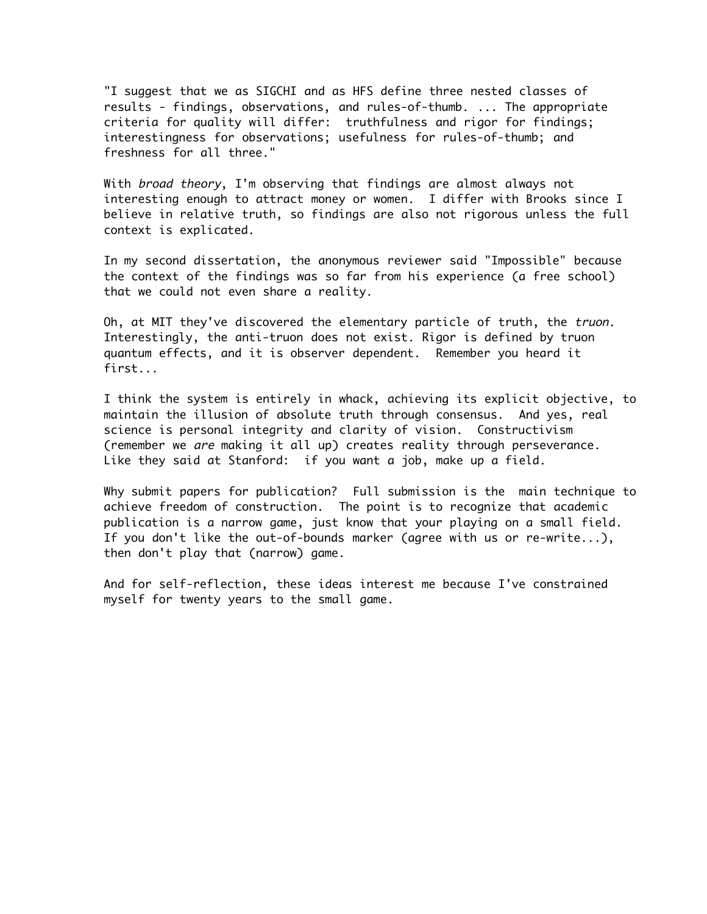"I suggest that we as SIGCHI and as HFS define three nested classes of results - findings, observations, and rules-of-thumb. ... The appropriate criteria for quality will differ: truthfulness and rigor for findings; interestingness for observations; usefulness for rules-of-thumb; and freshness for all three."

With *broad theory*, I'm observing that findings are almost always not interesting enough to attract money or women. I differ with Brooks since I believe in relative truth, so findings are also not rigorous unless the full context is explicated.

In my second dissertation, the anonymous reviewer said "Impossible" because the context of the findings was so far from his experience (a free school) that we could not even share a reality.

Oh, at MIT they've discovered the elementary particle of truth, the *truon*. Interestingly, the anti-truon does not exist. Rigor is defined by truon quantum effects, and it is observer dependent. Remember you heard it first...

I think the system is entirely in whack, achieving its explicit objective, to maintain the illusion of absolute truth through consensus. And yes, real science is personal integrity and clarity of vision. Constructivism (remember we *are* making it all up) creates reality through perseverance. Like they said at Stanford: if you want a job, make up a field.

Why submit papers for publication? Full submission is the main technique to achieve freedom of construction. The point is to recognize that academic publication is a narrow game, just know that your playing on a small field. If you don't like the out-of-bounds marker (agree with us or re-write...), then don't play that (narrow) game.

And for self-reflection, these ideas interest me because I've constrained myself for twenty years to the small game.